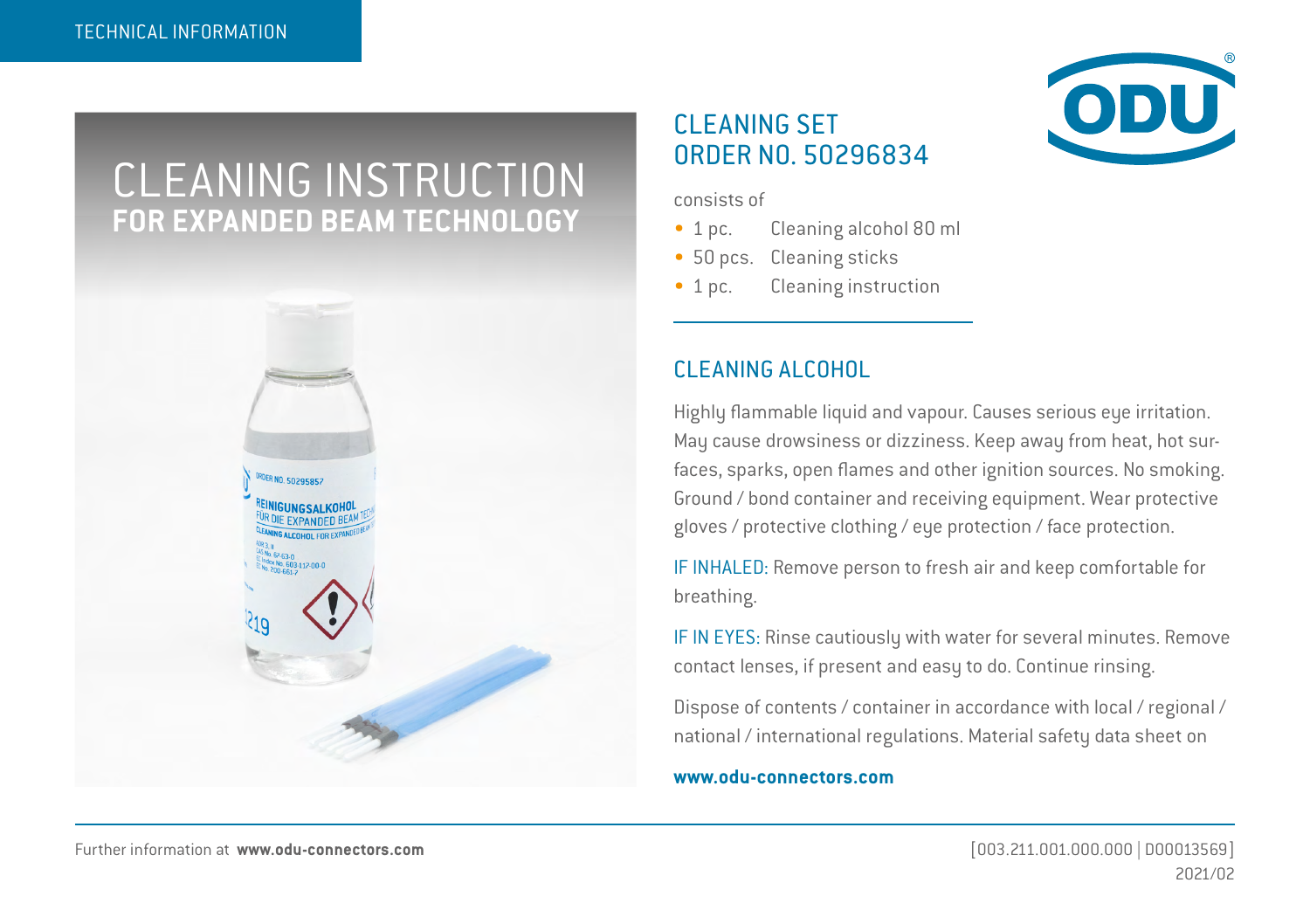# CLEANING INSTRUCTION
## FOR EXPANDED BEAM TECHNOLOGY

## CLEANING SET ORDER NO. 50296834

consists of

- 1 pc. Cleaning alcohol 80 ml
- 50 pcs. Cleaning sticks
- 1 pc. Cleaning instruction

## CLEANING ALCOHOL

Highly flammable liquid and vapour. Causes serious eye irritation. May cause drowsiness or dizziness. Keep away from heat, hot surfaces, sparks, open flames and other ignition sources. No smoking. Ground / bond container and receiving equipment. Wear protective gloves / protective clothing / eye protection / face protection.

IF INHALED: Remove person to fresh air and keep comfortable for breathing.

IF IN EYES: Rinse cautiously with water for several minutes. Remove contact lenses, if present and easy to do. Continue rinsing.

Dispose of contents / container in accordance with local / regional / national / international regulations. Material safety data sheet on

**www.odu-connectors.com**

Further information at **www.odu-connectors.com**

[003.211.001.000.000 | D00013569]
2021/02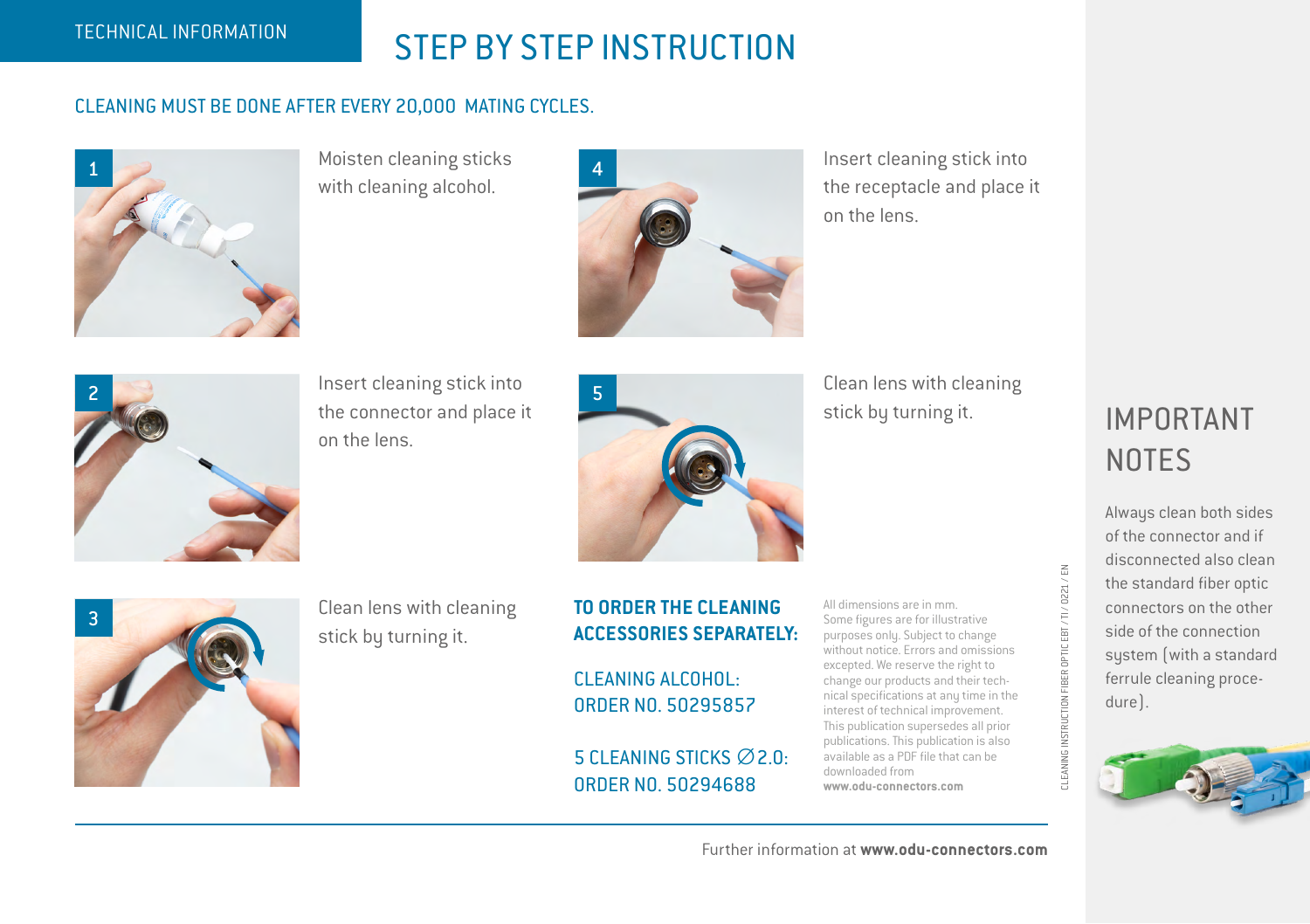TECHNICAL INFORMATION

# STEP BY STEP INSTRUCTION

## CLEANING MUST BE DONE AFTER EVERY 20,000 MATING CYCLES.

1 Moisten cleaning sticks with cleaning alcohol.

2 Insert cleaning stick into the connector and place it on the lens.

3 Clean lens with cleaning stick by turning it.

4 Insert cleaning stick into the receptacle and place it on the lens.

5 Clean lens with cleaning stick by turning it.

**TO ORDER THE CLEANING ACCESSORIES SEPARATELY:**

CLEANING ALCOHOL:
ORDER NO. 50295857

5 CLEANING STICKS ∅2.0:
ORDER NO. 50294688

All dimensions are in mm.
Some figures are for illustrative purposes only. Subject to change without notice. Errors and omissions excepted. We reserve the right to change our products and their technical specifications at any time in the interest of technical improvement. This publication supersedes all prior publications. This publication is also available as a PDF file that can be downloaded from **www.odu-connectors.com**

CLEANING INSTRUCTION FIBER OPTIC EBT / TI / 0221 / EN

## IMPORTANT NOTES

Always clean both sides of the connector and if disconnected also clean the standard fiber optic connectors on the other side of the connection system (with a standard ferrule cleaning procedure).

Further information at **www.odu-connectors.com**